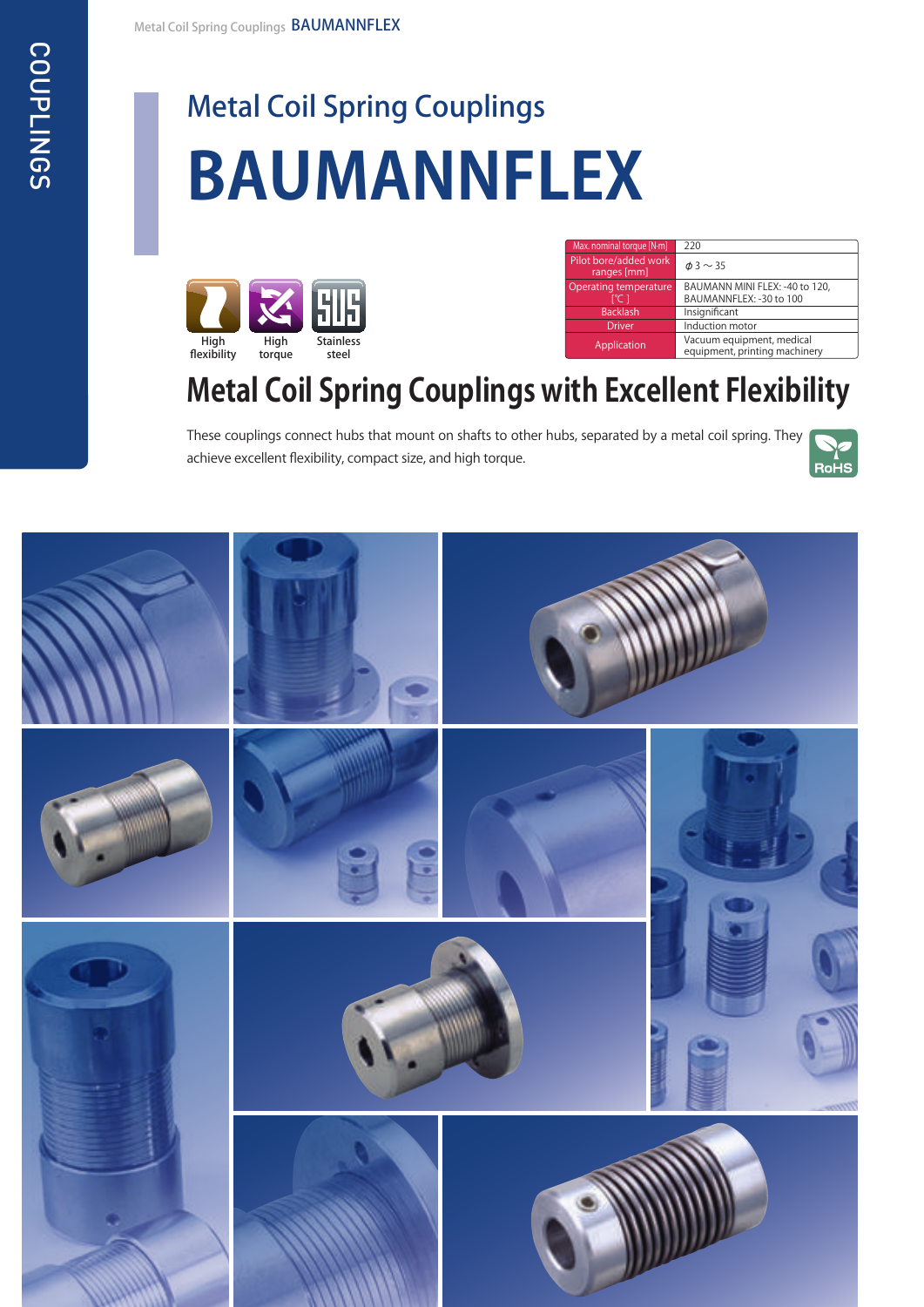# Metal Coil Spring Couplings

# BAUMANNFLEX

High flexibility | High torque | Stainless steel

| Max. nominal torque [N·m] | 220 |
|---|---|
| Pilot bore/added work ranges [mm] | ϕ 3 ～ 35 |
| Operating temperature [℃] | BAUMANN MINI FLEX: -40 to 120, BAUMANNFLEX: -30 to 100 |
| Backlash | Insignificant |
| Driver | Induction motor |
| Application | Vacuum equipment, medical equipment, printing machinery |

## Metal Coil Spring Couplings with Excellent Flexibility

These couplings connect hubs that mount on shafts to other hubs, separated by a metal coil spring. They achieve excellent flexibility, compact size, and high torque.

RoHS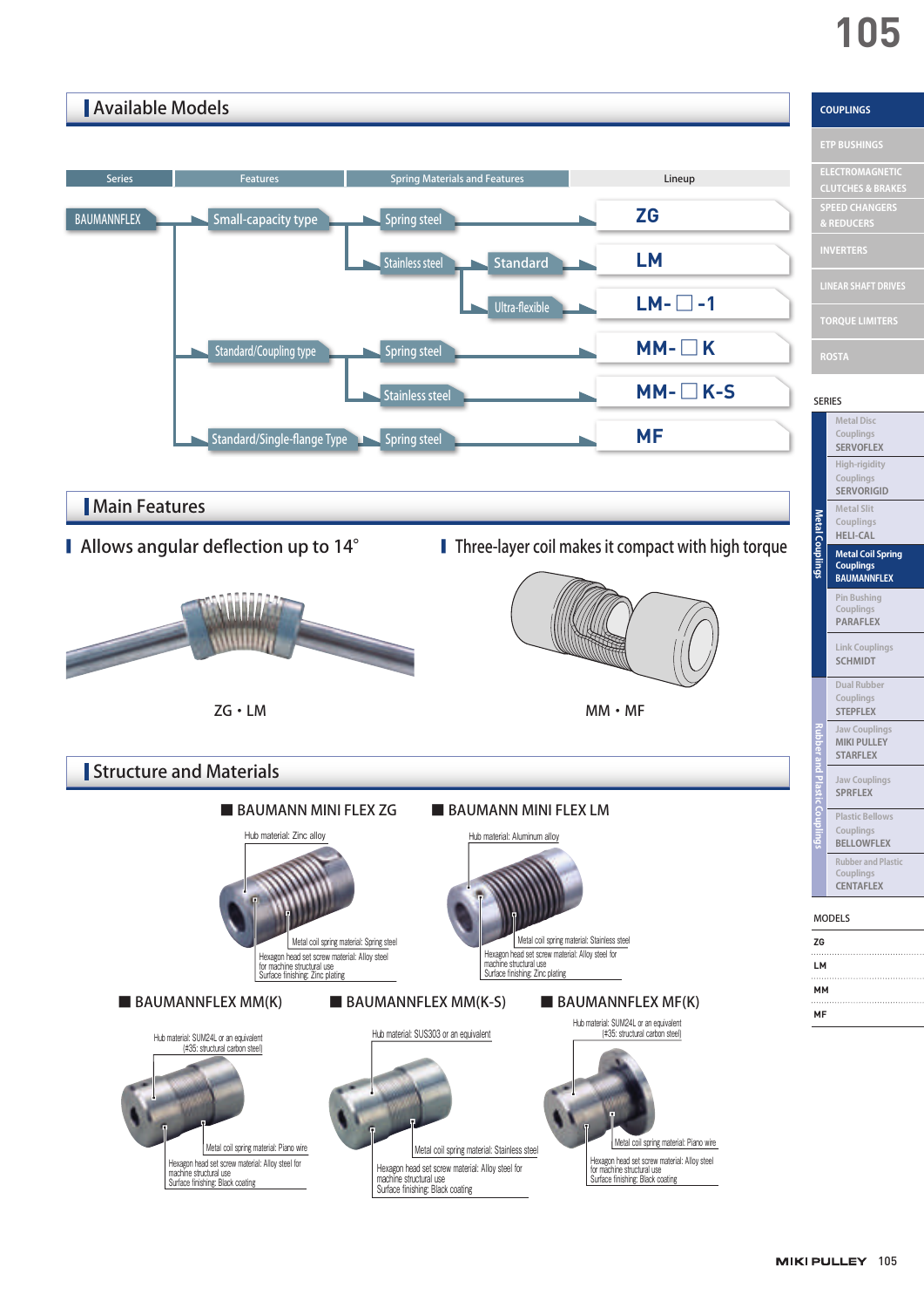## Available Models

| Series | Features | Spring Materials and Features | | Lineup |
|---|---|---|---|---|
| BAUMANNFLEX | Small-capacity type | Spring steel | | ZG |
| | | Stainless steel | Standard | LM |
| | | | Ultra-flexible | LM-□-1 |
| | Standard/Coupling type | Spring steel | | MM-□K |
| | | Stainless steel | | MM-□K-S |
| | Standard/Single-flange Type | Spring steel | | MF |

## Main Features

### Allows angular deflection up to 14°

ZG・LM

### Three-layer coil makes it compact with high torque

MM・MF

## Structure and Materials

### BAUMANN MINI FLEX ZG

Hub material: Zinc alloy

Metal coil spring material: Spring steel

Hexagon head set screw material: Alloy steel for machine structural use
Surface finishing: Zinc plating

### BAUMANN MINI FLEX LM

Hub material: Aluminum alloy

Metal coil spring material: Stainless steel

Hexagon head set screw material: Alloy steel for machine structural use
Surface finishing: Zinc plating

### BAUMANNFLEX MM(K)

Hub material: SUM24L or an equivalent (#35: structural carbon steel)

Metal coil spring material: Piano wire

Hexagon head set screw material: Alloy steel for machine structural use
Surface finishing: Black coating

### BAUMANNFLEX MM(K-S)

Hub material: SUS303 or an equivalent

Metal coil spring material: Stainless steel

Hexagon head set screw material: Alloy steel for machine structural use
Surface finishing: Black coating

### BAUMANNFLEX MF(K)

Hub material: SUM24L or an equivalent (#35: structural carbon steel)

Metal coil spring material: Piano wire

Hexagon head set screw material: Alloy steel for machine structural use
Surface finishing: Black coating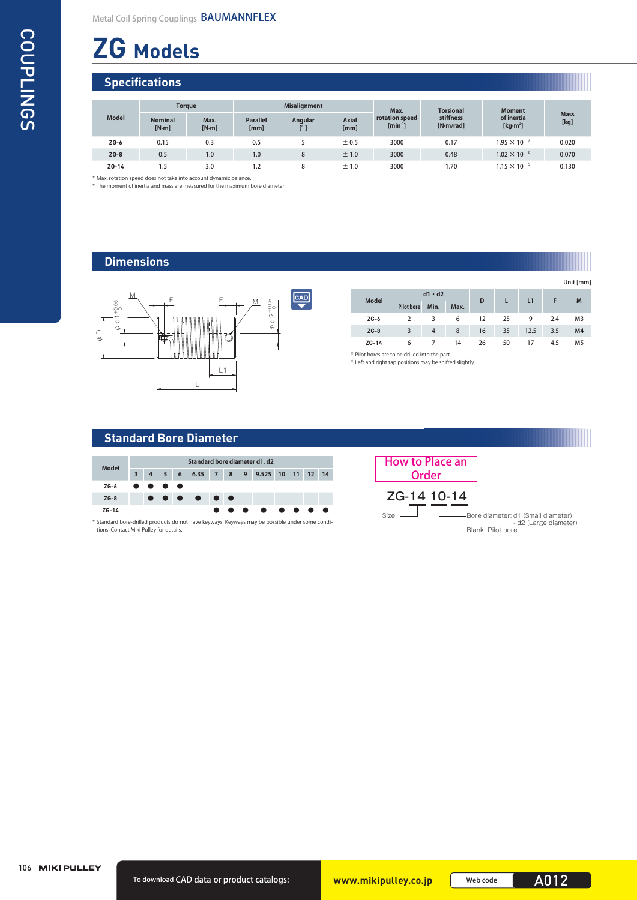Metal Coil Spring Couplings BAUMANNFLEX

# ZG Models

## Specifications

| Model | Torque | | Misalignment | | | Max. rotation speed [min⁻¹] | Torsional stiffness [N·m/rad] | Moment of inertia [kg·m²] | Mass [kg] |
|---|---|---|---|---|---|---|---|---|---|
| | Nominal [N·m] | Max. [N·m] | Parallel [mm] | Angular [°] | Axial [mm] | | | | |
| ZG-6 | 0.15 | 0.3 | 0.5 | 5 | ± 0.5 | 3000 | 0.17 | $1.95 \times 10^{-7}$ | 0.020 |
| ZG-8 | 0.5 | 1.0 | 1.0 | 8 | ± 1.0 | 3000 | 0.48 | $1.02 \times 10^{-6}$ | 0.070 |
| ZG-14 | 1.5 | 3.0 | 1.2 | 8 | ± 1.0 | 3000 | 1.70 | $1.15 \times 10^{-5}$ | 0.130 |

* Max. rotation speed does not take into account dynamic balance.
* The moment of inertia and mass are measured for the maximum bore diameter.

## Dimensions

Unit [mm]

| Model | d1・d2 | | | D | L | L1 | F | M |
|---|---|---|---|---|---|---|---|---|
| | Pilot bore | Min. | Max. | | | | | |
| ZG-6 | 2 | 3 | 6 | 12 | 25 | 9 | 2.4 | M3 |
| ZG-8 | 3 | 4 | 8 | 16 | 35 | 12.5 | 3.5 | M4 |
| ZG-14 | 6 | 7 | 14 | 26 | 50 | 17 | 4.5 | M5 |

* Pilot bores are to be drilled into the part.
* Left and right tap positions may be shifted slightly.

## Standard Bore Diameter

| Model | 3 | 4 | 5 | 6 | 6.35 | 7 | 8 | 9 | 9.525 | 10 | 11 | 12 | 14 |
|---|---|---|---|---|---|---|---|---|---|---|---|---|---|
| ZG-6 | ● | ● | ● | ● | | | | | | | | | |
| ZG-8 | | ● | ● | ● | ● | ● | ● | | | | | | |
| ZG-14 | | | | | | ● | ● | ● | ● | ● | ● | ● | ● |

* Standard bore-drilled products do not have keyways. Keyways may be possible under some conditions. Contact Miki Pulley for details.

## How to Place an Order

ZG-14 10-14

- Size
- Bore diameter: d1 (Small diameter) - d2 (Large diameter)
- Blank: Pilot bore

To download CAD data or product catalogs: www.mikipulley.co.jp Web code A012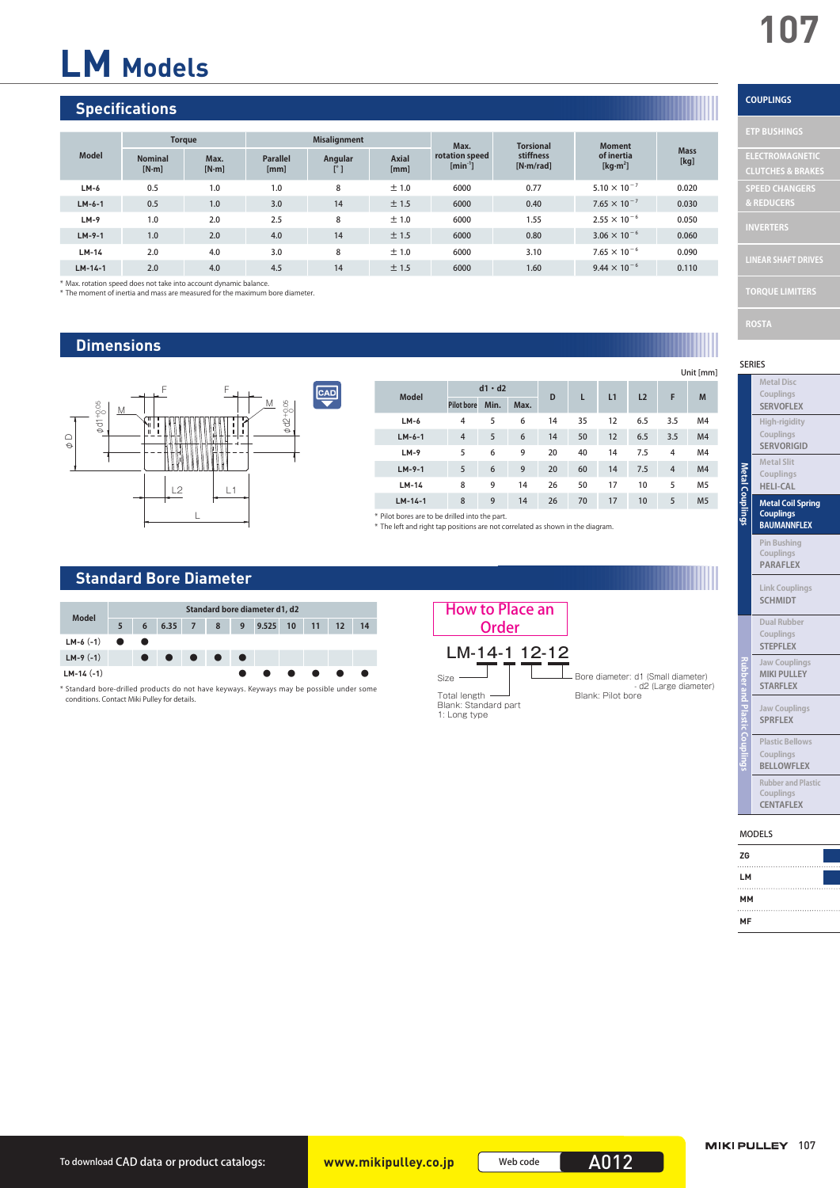# LM Models

## Specifications

| Model | Torque | | Misalignment | | | Max. rotation speed [min⁻¹] | Torsional stiffness [N·m/rad] | Moment of inertia [kg·m²] | Mass [kg] |
|---|---|---|---|---|---|---|---|---|---|
| | Nominal [N·m] | Max. [N·m] | Parallel [mm] | Angular [°] | Axial [mm] | | | | |
| LM-6 | 0.5 | 1.0 | 1.0 | 8 | ± 1.0 | 6000 | 0.77 | $5.10 \times 10^{-7}$ | 0.020 |
| LM-6-1 | 0.5 | 1.0 | 3.0 | 14 | ± 1.5 | 6000 | 0.40 | $7.65 \times 10^{-7}$ | 0.030 |
| LM-9 | 1.0 | 2.0 | 2.5 | 8 | ± 1.0 | 6000 | 1.55 | $2.55 \times 10^{-6}$ | 0.050 |
| LM-9-1 | 1.0 | 2.0 | 4.0 | 14 | ± 1.5 | 6000 | 0.80 | $3.06 \times 10^{-6}$ | 0.060 |
| LM-14 | 2.0 | 4.0 | 3.0 | 8 | ± 1.0 | 6000 | 3.10 | $7.65 \times 10^{-6}$ | 0.090 |
| LM-14-1 | 2.0 | 4.0 | 4.5 | 14 | ± 1.5 | 6000 | 1.60 | $9.44 \times 10^{-6}$ | 0.110 |

* Max. rotation speed does not take into account dynamic balance.
* The moment of inertia and mass are measured for the maximum bore diameter.

## Dimensions

Unit [mm]

| Model | d1 · d2 | | | D | L | L1 | L2 | F | M |
|---|---|---|---|---|---|---|---|---|---|
| | Pilot bore | Min. | Max. | | | | | | |
| LM-6 | 4 | 5 | 6 | 14 | 35 | 12 | 6.5 | 3.5 | M4 |
| LM-6-1 | 4 | 5 | 6 | 14 | 50 | 12 | 6.5 | 3.5 | M4 |
| LM-9 | 5 | 6 | 9 | 20 | 40 | 14 | 7.5 | 4 | M4 |
| LM-9-1 | 5 | 6 | 9 | 20 | 60 | 14 | 7.5 | 4 | M4 |
| LM-14 | 8 | 9 | 14 | 26 | 50 | 17 | 10 | 5 | M5 |
| LM-14-1 | 8 | 9 | 14 | 26 | 70 | 17 | 10 | 5 | M5 |

* Pilot bores are to be drilled into the part.
* The left and right tap positions are not correlated as shown in the diagram.

## Standard Bore Diameter

| Model | 5 | 6 | 6.35 | 7 | 8 | 9 | 9.525 | 10 | 11 | 12 | 14 |
|---|---|---|---|---|---|---|---|---|---|---|---|
| LM-6 (-1) | ● | ● | | | | | | | | | |
| LM-9 (-1) | | ● | ● | ● | ● | ● | | | | | |
| LM-14 (-1) | | | | | | ● | ● | ● | ● | ● | ● |

(Standard bore diameter d1, d2)

* Standard bore-drilled products do not have keyways. Keyways may be possible under some conditions. Contact Miki Pulley for details.

## How to Place an Order

LM-14-1 12-12

- Size
- Total length — Blank: Standard part, 1: Long type
- Bore diameter: d1 (Small diameter) - d2 (Large diameter) — Blank: Pilot bore

To download CAD data or product catalogs: www.mikipulley.co.jp Web code A012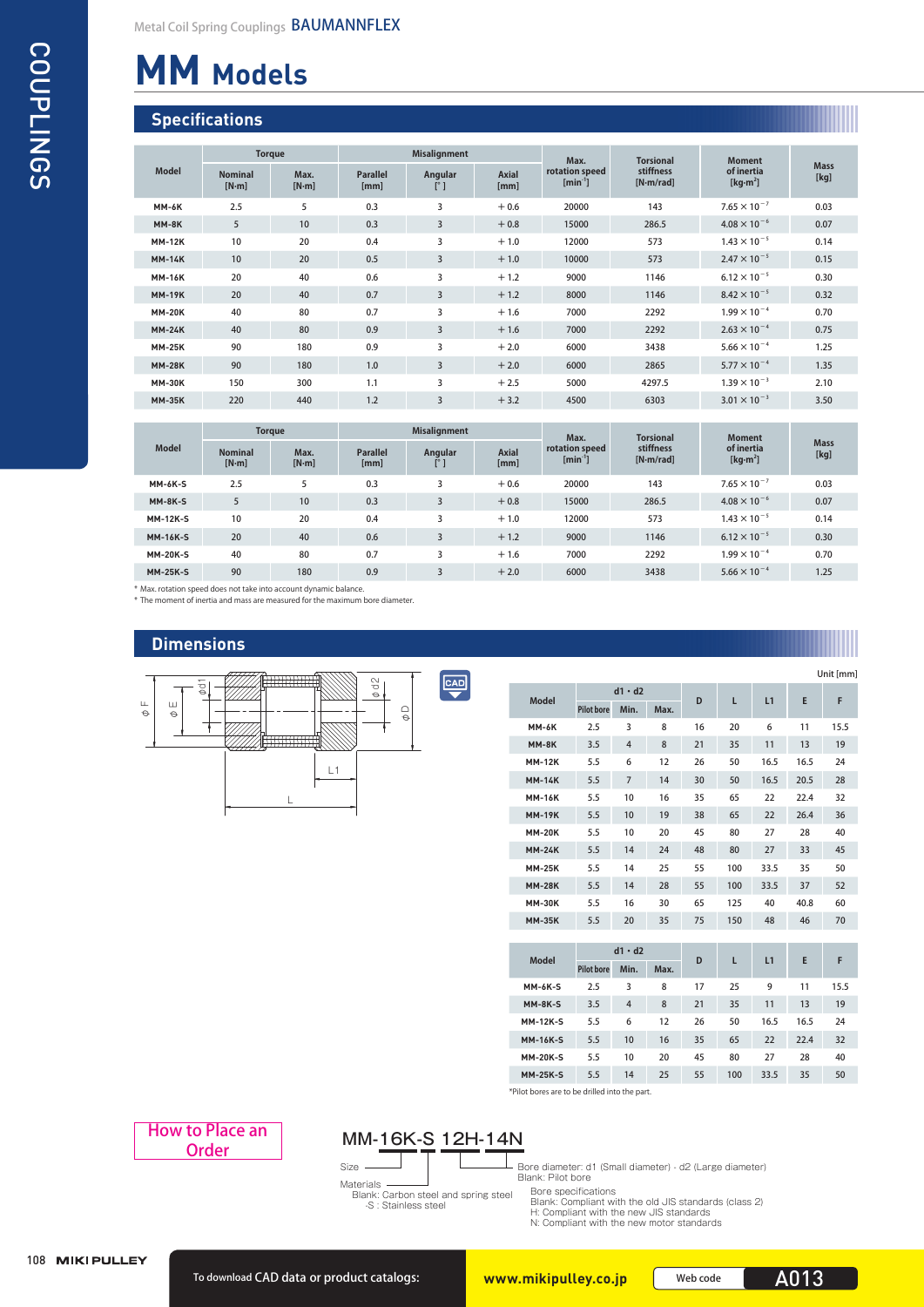Metal Coil Spring Couplings **BAUMANNFLEX**

# MM Models

## Specifications

| Model | Torque | | Misalignment | | | Max. rotation speed [min⁻¹] | Torsional stiffness [N·m/rad] | Moment of inertia [kg·m²] | Mass [kg] |
|---|---|---|---|---|---|---|---|---|---|
| | Nominal [N·m] | Max. [N·m] | Parallel [mm] | Angular [°] | Axial [mm] | | | | |
| MM-6K | 2.5 | 5 | 0.3 | 3 | ±0.6 | 20000 | 143 | $7.65 \times 10^{-7}$ | 0.03 |
| MM-8K | 5 | 10 | 0.3 | 3 | ±0.8 | 15000 | 286.5 | $4.08 \times 10^{-6}$ | 0.07 |
| MM-12K | 10 | 20 | 0.4 | 3 | ±1.0 | 12000 | 573 | $1.43 \times 10^{-5}$ | 0.14 |
| MM-14K | 10 | 20 | 0.5 | 3 | ±1.0 | 10000 | 573 | $2.47 \times 10^{-5}$ | 0.15 |
| MM-16K | 20 | 40 | 0.6 | 3 | ±1.2 | 9000 | 1146 | $6.12 \times 10^{-5}$ | 0.30 |
| MM-19K | 20 | 40 | 0.7 | 3 | ±1.2 | 8000 | 1146 | $8.42 \times 10^{-5}$ | 0.32 |
| MM-20K | 40 | 80 | 0.7 | 3 | ±1.6 | 7000 | 2292 | $1.99 \times 10^{-4}$ | 0.70 |
| MM-24K | 40 | 80 | 0.9 | 3 | ±1.6 | 7000 | 2292 | $2.63 \times 10^{-4}$ | 0.75 |
| MM-25K | 90 | 180 | 0.9 | 3 | ±2.0 | 6000 | 3438 | $5.66 \times 10^{-4}$ | 1.25 |
| MM-28K | 90 | 180 | 1.0 | 3 | ±2.0 | 6000 | 2865 | $5.77 \times 10^{-4}$ | 1.35 |
| MM-30K | 150 | 300 | 1.1 | 3 | ±2.5 | 5000 | 4297.5 | $1.39 \times 10^{-3}$ | 2.10 |
| MM-35K | 220 | 440 | 1.2 | 3 | ±3.2 | 4500 | 6303 | $3.01 \times 10^{-3}$ | 3.50 |

| Model | Torque | | Misalignment | | | Max. rotation speed [min⁻¹] | Torsional stiffness [N·m/rad] | Moment of inertia [kg·m²] | Mass [kg] |
|---|---|---|---|---|---|---|---|---|---|
| | Nominal [N·m] | Max. [N·m] | Parallel [mm] | Angular [°] | Axial [mm] | | | | |
| MM-6K-S | 2.5 | 5 | 0.3 | 3 | ±0.6 | 20000 | 143 | $7.65 \times 10^{-7}$ | 0.03 |
| MM-8K-S | 5 | 10 | 0.3 | 3 | ±0.8 | 15000 | 286.5 | $4.08 \times 10^{-6}$ | 0.07 |
| MM-12K-S | 10 | 20 | 0.4 | 3 | ±1.0 | 12000 | 573 | $1.43 \times 10^{-5}$ | 0.14 |
| MM-16K-S | 20 | 40 | 0.6 | 3 | ±1.2 | 9000 | 1146 | $6.12 \times 10^{-5}$ | 0.30 |
| MM-20K-S | 40 | 80 | 0.7 | 3 | ±1.6 | 7000 | 2292 | $1.99 \times 10^{-4}$ | 0.70 |
| MM-25K-S | 90 | 180 | 0.9 | 3 | ±2.0 | 6000 | 3438 | $5.66 \times 10^{-4}$ | 1.25 |

* Max. rotation speed does not take into account dynamic balance.
* The moment of inertia and mass are measured for the maximum bore diameter.

## Dimensions

Unit [mm]

| Model | d1・d2 | | | D | L | L1 | E | F |
|---|---|---|---|---|---|---|---|---|
| | Pilot bore | Min. | Max. | | | | | |
| MM-6K | 2.5 | 3 | 8 | 16 | 20 | 6 | 11 | 15.5 |
| MM-8K | 3.5 | 4 | 8 | 21 | 35 | 11 | 13 | 19 |
| MM-12K | 5.5 | 6 | 12 | 26 | 50 | 16.5 | 16.5 | 24 |
| MM-14K | 5.5 | 7 | 14 | 30 | 50 | 16.5 | 20.5 | 28 |
| MM-16K | 5.5 | 10 | 16 | 35 | 65 | 22 | 22.4 | 32 |
| MM-19K | 5.5 | 10 | 19 | 38 | 65 | 22 | 26.4 | 36 |
| MM-20K | 5.5 | 10 | 20 | 45 | 80 | 27 | 28 | 40 |
| MM-24K | 5.5 | 14 | 24 | 48 | 80 | 27 | 33 | 45 |
| MM-25K | 5.5 | 14 | 25 | 55 | 100 | 33.5 | 35 | 50 |
| MM-28K | 5.5 | 14 | 28 | 55 | 100 | 33.5 | 37 | 52 |
| MM-30K | 5.5 | 16 | 30 | 65 | 125 | 40 | 40.8 | 60 |
| MM-35K | 5.5 | 20 | 35 | 75 | 150 | 48 | 46 | 70 |

| Model | d1・d2 | | | D | L | L1 | E | F |
|---|---|---|---|---|---|---|---|---|
| | Pilot bore | Min. | Max. | | | | | |
| MM-6K-S | 2.5 | 3 | 8 | 17 | 25 | 9 | 11 | 15.5 |
| MM-8K-S | 3.5 | 4 | 8 | 21 | 35 | 11 | 13 | 19 |
| MM-12K-S | 5.5 | 6 | 12 | 26 | 50 | 16.5 | 16.5 | 24 |
| MM-16K-S | 5.5 | 10 | 16 | 35 | 65 | 22 | 22.4 | 32 |
| MM-20K-S | 5.5 | 10 | 20 | 45 | 80 | 27 | 28 | 40 |
| MM-25K-S | 5.5 | 14 | 25 | 55 | 100 | 33.5 | 35 | 50 |

*Pilot bores are to be drilled into the part.

## How to Place an Order

MM-16K-S 12H-14N

- Size
- Materials
  - Blank: Carbon steel and spring steel
  - -S : Stainless steel
- Bore diameter: d1 (Small diameter) - d2 (Large diameter)
  - Blank: Pilot bore
- Bore specifications
  - Blank: Compliant with the old JIS standards (class 2)
  - H: Compliant with the new JIS standards
  - N: Compliant with the new motor standards

To download CAD data or product catalogs: www.mikipulley.co.jp Web code A013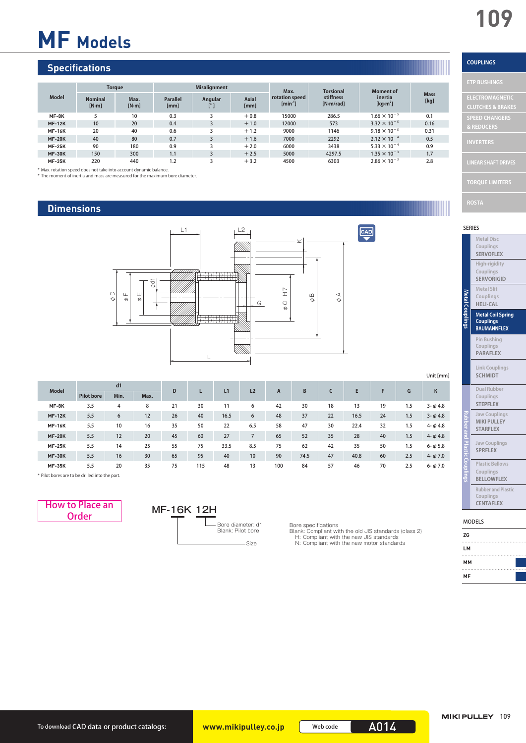# MF Models

## Specifications

| Model | Torque | | Misalignment | | | Max. rotation speed [min$^{-1}$] | Torsional stiffness [N·m/rad] | Moment of inertia [kg·m$^2$] | Mass [kg] |
|---|---|---|---|---|---|---|---|---|---|
| | Nominal [N·m] | Max. [N·m] | Parallel [mm] | Angular [°] | Axial [mm] | | | | |
| MF-8K | 5 | 10 | 0.3 | 3 | +0.8 | 15000 | 286.5 | $1.66 \times 10^{-5}$ | 0.1 |
| MF-12K | 10 | 20 | 0.4 | 3 | +1.0 | 12000 | 573 | $3.32 \times 10^{-5}$ | 0.16 |
| MF-16K | 20 | 40 | 0.6 | 3 | +1.2 | 9000 | 1146 | $9.18 \times 10^{-5}$ | 0.31 |
| MF-20K | 40 | 80 | 0.7 | 3 | +1.6 | 7000 | 2292 | $2.12 \times 10^{-4}$ | 0.5 |
| MF-25K | 90 | 180 | 0.9 | 3 | +2.0 | 6000 | 3438 | $5.33 \times 10^{-4}$ | 0.9 |
| MF-30K | 150 | 300 | 1.1 | 3 | +2.5 | 5000 | 4297.5 | $1.35 \times 10^{-3}$ | 1.7 |
| MF-35K | 220 | 440 | 1.2 | 3 | +3.2 | 4500 | 6303 | $2.86 \times 10^{-3}$ | 2.8 |

* Max. rotation speed does not take into account dynamic balance.
* The moment of inertia and mass are measured for the maximum bore diameter.

## Dimensions

Unit [mm]

| Model | d1 | | | D | L | L1 | L2 | A | B | C | E | F | G | K |
|---|---|---|---|---|---|---|---|---|---|---|---|---|---|---|
| | Pilot bore | Min. | Max. | | | | | | | | | | | |
| MF-8K | 3.5 | 4 | 8 | 21 | 30 | 11 | 6 | 42 | 30 | 18 | 13 | 19 | 1.5 | 3- φ4.8 |
| MF-12K | 5.5 | 6 | 12 | 26 | 40 | 16.5 | 6 | 48 | 37 | 22 | 16.5 | 24 | 1.5 | 3- φ4.8 |
| MF-16K | 5.5 | 10 | 16 | 35 | 50 | 22 | 6.5 | 58 | 47 | 30 | 22.4 | 32 | 1.5 | 4- φ4.8 |
| MF-20K | 5.5 | 12 | 20 | 45 | 60 | 27 | 7 | 65 | 52 | 35 | 28 | 40 | 1.5 | 4- φ4.8 |
| MF-25K | 5.5 | 14 | 25 | 55 | 75 | 33.5 | 8.5 | 75 | 62 | 42 | 35 | 50 | 1.5 | 6- φ5.8 |
| MF-30K | 5.5 | 16 | 30 | 65 | 95 | 40 | 10 | 90 | 74.5 | 47 | 40.8 | 60 | 2.5 | 4- φ7.0 |
| MF-35K | 5.5 | 20 | 35 | 75 | 115 | 48 | 13 | 100 | 84 | 57 | 46 | 70 | 2.5 | 6- φ7.0 |

* Pilot bores are to be drilled into the part.

## How to Place an Order

MF-16K 12H

- Size: 16K
- Bore diameter: d1 (Blank: Pilot bore)
- Bore specifications
  - Blank: Compliant with the old JIS standards (class 2)
  - H: Compliant with the new JIS standards
  - N: Compliant with the new motor standards

To download CAD data or product catalogs: www.mikipulley.co.jp Web code A014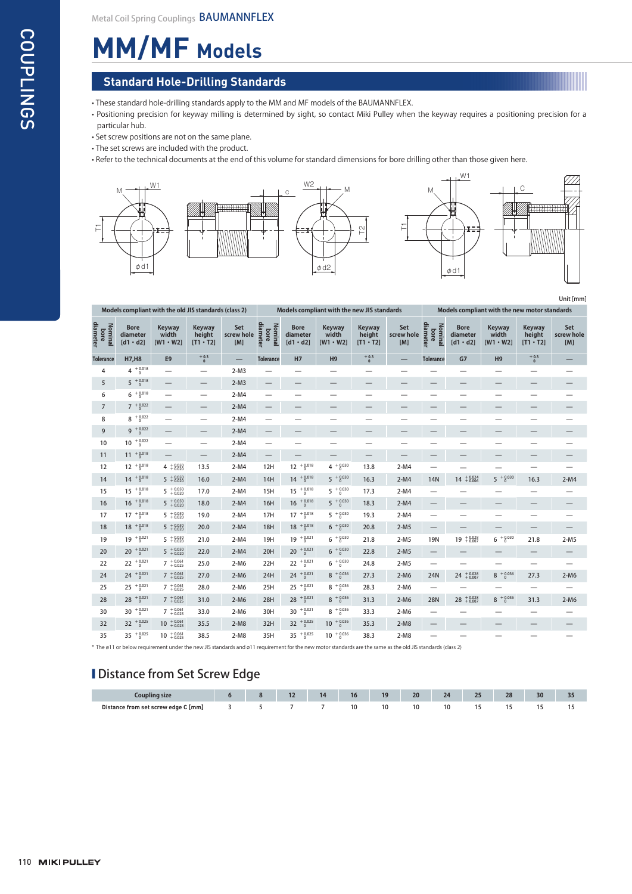Metal Coil Spring Couplings BAUMANNFLEX

# MM/MF Models

## Standard Hole-Drilling Standards

- These standard hole-drilling standards apply to the MM and MF models of the BAUMANNFLEX.
- Positioning precision for keyway milling is determined by sight, so contact Miki Pulley when the keyway requires a positioning precision for a particular hub.
- Set screw positions are not on the same plane.
- The set screws are included with the product.
- Refer to the technical documents at the end of this volume for standard dimensions for bore drilling other than those given here.

Unit [mm]

| Models compliant with the old JIS standards (class 2) | | | | | Models compliant with the new JIS standards | | | | | Models compliant with the new motor standards | | | | |
|---|---|---|---|---|---|---|---|---|---|---|---|---|---|---|
| Nominal bore diameter | Bore diameter [d1 · d2] | Keyway width [W1 · W2] | Keyway height [T1 · T2] | Set screw hole [M] | Nominal bore diameter | Bore diameter [d1 · d2] | Keyway width [W1 · W2] | Keyway height [T1 · T2] | Set screw hole [M] | Nominal bore diameter | Bore diameter [d1 · d2] | Keyway width [W1 · W2] | Keyway height [T1 · T2] | Set screw hole [M] |
| Tolerance | H7,H8 | E9 | $^{+0.3}_{0}$ | — | Tolerance | H7 | H9 | $^{+0.3}_{0}$ | — | Tolerance | G7 | H9 | $^{+0.3}_{0}$ | — |
| 4 | $4\ ^{+0.018}_{0}$ | — | — | 2-M3 | — | — | — | — | — | — | — | — | — | — |
| 5 | $5\ ^{+0.018}_{0}$ | — | — | 2-M3 | — | — | — | — | — | — | — | — | — | — |
| 6 | $6\ ^{+0.018}_{0}$ | — | — | 2-M4 | — | — | — | — | — | — | — | — | — | — |
| 7 | $7\ ^{+0.022}_{0}$ | — | — | 2-M4 | — | — | — | — | — | — | — | — | — | — |
| 8 | $8\ ^{+0.022}_{0}$ | — | — | 2-M4 | — | — | — | — | — | — | — | — | — | — |
| 9 | $9\ ^{+0.022}_{0}$ | — | — | 2-M4 | — | — | — | — | — | — | — | — | — | — |
| 10 | $10\ ^{+0.022}_{0}$ | — | — | 2-M4 | — | — | — | — | — | — | — | — | — | — |
| 11 | $11\ ^{+0.018}_{0}$ | — | — | 2-M4 | — | — | — | — | — | — | — | — | — | — |
| 12 | $12\ ^{+0.018}_{0}$ | $4\ ^{+0.050}_{+0.020}$ | 13.5 | 2-M4 | 12H | $12\ ^{+0.018}_{0}$ | $4\ ^{+0.030}_{0}$ | 13.8 | 2-M4 | — | — | — | — | — |
| 14 | $14\ ^{+0.018}_{0}$ | $5\ ^{+0.050}_{+0.020}$ | 16.0 | 2-M4 | 14H | $14\ ^{+0.018}_{0}$ | $5\ ^{+0.030}_{0}$ | 16.3 | 2-M4 | 14N | $14\ ^{+0.024}_{+0.006}$ | $5\ ^{+0.030}_{0}$ | 16.3 | 2-M4 |
| 15 | $15\ ^{+0.018}_{0}$ | $5\ ^{+0.050}_{+0.020}$ | 17.0 | 2-M4 | 15H | $15\ ^{+0.018}_{0}$ | $5\ ^{+0.030}_{0}$ | 17.3 | 2-M4 | — | — | — | — | — |
| 16 | $16\ ^{+0.018}_{0}$ | $5\ ^{+0.050}_{+0.020}$ | 18.0 | 2-M4 | 16H | $16\ ^{+0.018}_{0}$ | $5\ ^{+0.030}_{0}$ | 18.3 | 2-M4 | — | — | — | — | — |
| 17 | $17\ ^{+0.018}_{0}$ | $5\ ^{+0.050}_{+0.020}$ | 19.0 | 2-M4 | 17H | $17\ ^{+0.018}_{0}$ | $5\ ^{+0.030}_{0}$ | 19.3 | 2-M4 | — | — | — | — | — |
| 18 | $18\ ^{+0.018}_{0}$ | $5\ ^{+0.050}_{+0.020}$ | 20.0 | 2-M4 | 18H | $18\ ^{+0.018}_{0}$ | $6\ ^{+0.030}_{0}$ | 20.8 | 2-M5 | — | — | — | — | — |
| 19 | $19\ ^{+0.021}_{0}$ | $5\ ^{+0.050}_{+0.020}$ | 21.0 | 2-M4 | 19H | $19\ ^{+0.021}_{0}$ | $6\ ^{+0.030}_{0}$ | 21.8 | 2-M5 | 19N | $19\ ^{+0.028}_{+0.007}$ | $6\ ^{+0.030}_{0}$ | 21.8 | 2-M5 |
| 20 | $20\ ^{+0.021}_{0}$ | $5\ ^{+0.050}_{+0.020}$ | 22.0 | 2-M4 | 20H | $20\ ^{+0.021}_{0}$ | $6\ ^{+0.030}_{0}$ | 22.8 | 2-M5 | — | — | — | — | — |
| 22 | $22\ ^{+0.021}_{0}$ | $7\ ^{+0.061}_{+0.025}$ | 25.0 | 2-M6 | 22H | $22\ ^{+0.021}_{0}$ | $6\ ^{+0.030}_{0}$ | 24.8 | 2-M5 | — | — | — | — | — |
| 24 | $24\ ^{+0.021}_{0}$ | $7\ ^{+0.061}_{+0.025}$ | 27.0 | 2-M6 | 24H | $24\ ^{+0.021}_{0}$ | $8\ ^{+0.036}_{0}$ | 27.3 | 2-M6 | 24N | $24\ ^{+0.028}_{+0.007}$ | $8\ ^{+0.036}_{0}$ | 27.3 | 2-M6 |
| 25 | $25\ ^{+0.021}_{0}$ | $7\ ^{+0.061}_{+0.025}$ | 28.0 | 2-M6 | 25H | $25\ ^{+0.021}_{0}$ | $8\ ^{+0.036}_{0}$ | 28.3 | 2-M6 | — | — | — | — | — |
| 28 | $28\ ^{+0.021}_{0}$ | $7\ ^{+0.061}_{+0.025}$ | 31.0 | 2-M6 | 28H | $28\ ^{+0.021}_{0}$ | $8\ ^{+0.036}_{0}$ | 31.3 | 2-M6 | 28N | $28\ ^{+0.028}_{+0.007}$ | $8\ ^{+0.036}_{0}$ | 31.3 | 2-M6 |
| 30 | $30\ ^{+0.021}_{0}$ | $7\ ^{+0.061}_{+0.025}$ | 33.0 | 2-M6 | 30H | $30\ ^{+0.021}_{0}$ | $8\ ^{+0.036}_{0}$ | 33.3 | 2-M6 | — | — | — | — | — |
| 32 | $32\ ^{+0.025}_{0}$ | $10\ ^{+0.061}_{+0.025}$ | 35.5 | 2-M8 | 32H | $32\ ^{+0.025}_{0}$ | $10\ ^{+0.036}_{0}$ | 35.3 | 2-M8 | — | — | — | — | — |
| 35 | $35\ ^{+0.025}_{0}$ | $10\ ^{+0.061}_{+0.025}$ | 38.5 | 2-M8 | 35H | $35\ ^{+0.025}_{0}$ | $10\ ^{+0.036}_{0}$ | 38.3 | 2-M8 | — | — | — | — | — |

* The ø11 or below requirement under the new JIS standards and ø11 requirement for the new motor standards are the same as the old JIS standards (class 2)

## Distance from Set Screw Edge

| Coupling size | 6 | 8 | 12 | 14 | 16 | 19 | 20 | 24 | 25 | 28 | 30 | 35 |
|---|---|---|---|---|---|---|---|---|---|---|---|---|
| Distance from set screw edge C [mm] | 3 | 5 | 7 | 7 | 10 | 10 | 10 | 10 | 15 | 15 | 15 | 15 |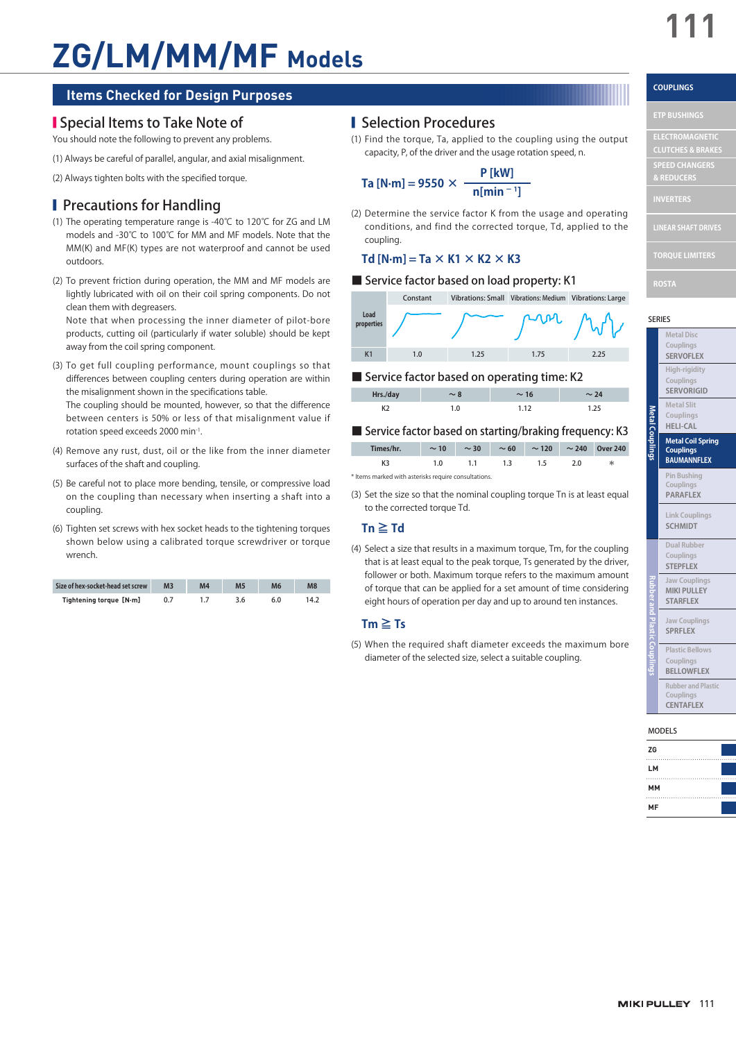# ZG/LM/MM/MF Models

## Items Checked for Design Purposes

### Special Items to Take Note of

You should note the following to prevent any problems.

(1) Always be careful of parallel, angular, and axial misalignment.

(2) Always tighten bolts with the specified torque.

### Precautions for Handling

(1) The operating temperature range is -40℃ to 120℃ for ZG and LM models and -30℃ to 100℃ for MM and MF models. Note that the MM(K) and MF(K) types are not waterproof and cannot be used outdoors.

(2) To prevent friction during operation, the MM and MF models are lightly lubricated with oil on their coil spring components. Do not clean them with degreasers.
Note that when processing the inner diameter of pilot-bore products, cutting oil (particularly if water soluble) should be kept away from the coil spring component.

(3) To get full coupling performance, mount couplings so that differences between coupling centers during operation are within the misalignment shown in the specifications table.
The coupling should be mounted, however, so that the difference between centers is 50% or less of that misalignment value if rotation speed exceeds 2000 min$^{-1}$.

(4) Remove any rust, dust, oil or the like from the inner diameter surfaces of the shaft and coupling.

(5) Be careful not to place more bending, tensile, or compressive load on the coupling than necessary when inserting a shaft into a coupling.

(6) Tighten set screws with hex socket heads to the tightening torques shown below using a calibrated torque screwdriver or torque wrench.

| Size of hex-socket-head set screw | M3 | M4 | M5 | M6 | M8 |
|---|---|---|---|---|---|
| Tightening torque [N·m] | 0.7 | 1.7 | 3.6 | 6.0 | 14.2 |

### Selection Procedures

(1) Find the torque, Ta, applied to the coupling using the output capacity, P, of the driver and the usage rotation speed, n.

$$Ta\,[N{\cdot}m] = 9550 \times \frac{P\,[kW]}{n\,[min^{-1}]}$$

(2) Determine the service factor K from the usage and operating conditions, and find the corrected torque, Td, applied to the coupling.

$$Td\,[N{\cdot}m] = Ta \times K1 \times K2 \times K3$$

■ Service factor based on load property: K1

| | Constant | Vibrations: Small | Vibrations: Medium | Vibrations: Large |
|---|---|---|---|---|
| Load properties | | | | |
| K1 | 1.0 | 1.25 | 1.75 | 2.25 |

■ Service factor based on operating time: K2

| Hrs./day | ~ 8 | ~ 16 | ~ 24 |
|---|---|---|---|
| K2 | 1.0 | 1.12 | 1.25 |

■ Service factor based on starting/braking frequency: K3

| Times/hr. | ~ 10 | ~ 30 | ~ 60 | ~ 120 | ~ 240 | Over 240 |
|---|---|---|---|---|---|---|
| K3 | 1.0 | 1.1 | 1.3 | 1.5 | 2.0 | * |

* Items marked with asterisks require consultations.

(3) Set the size so that the nominal coupling torque Tn is at least equal to the corrected torque Td.

$$Tn \geqq Td$$

(4) Select a size that results in a maximum torque, Tm, for the coupling that is at least equal to the peak torque, Ts generated by the driver, follower or both. Maximum torque refers to the maximum amount of torque that can be applied for a set amount of time considering eight hours of operation per day and up to around ten instances.

$$Tm \geqq Ts$$

(5) When the required shaft diameter exceeds the maximum bore diameter of the selected size, select a suitable coupling.